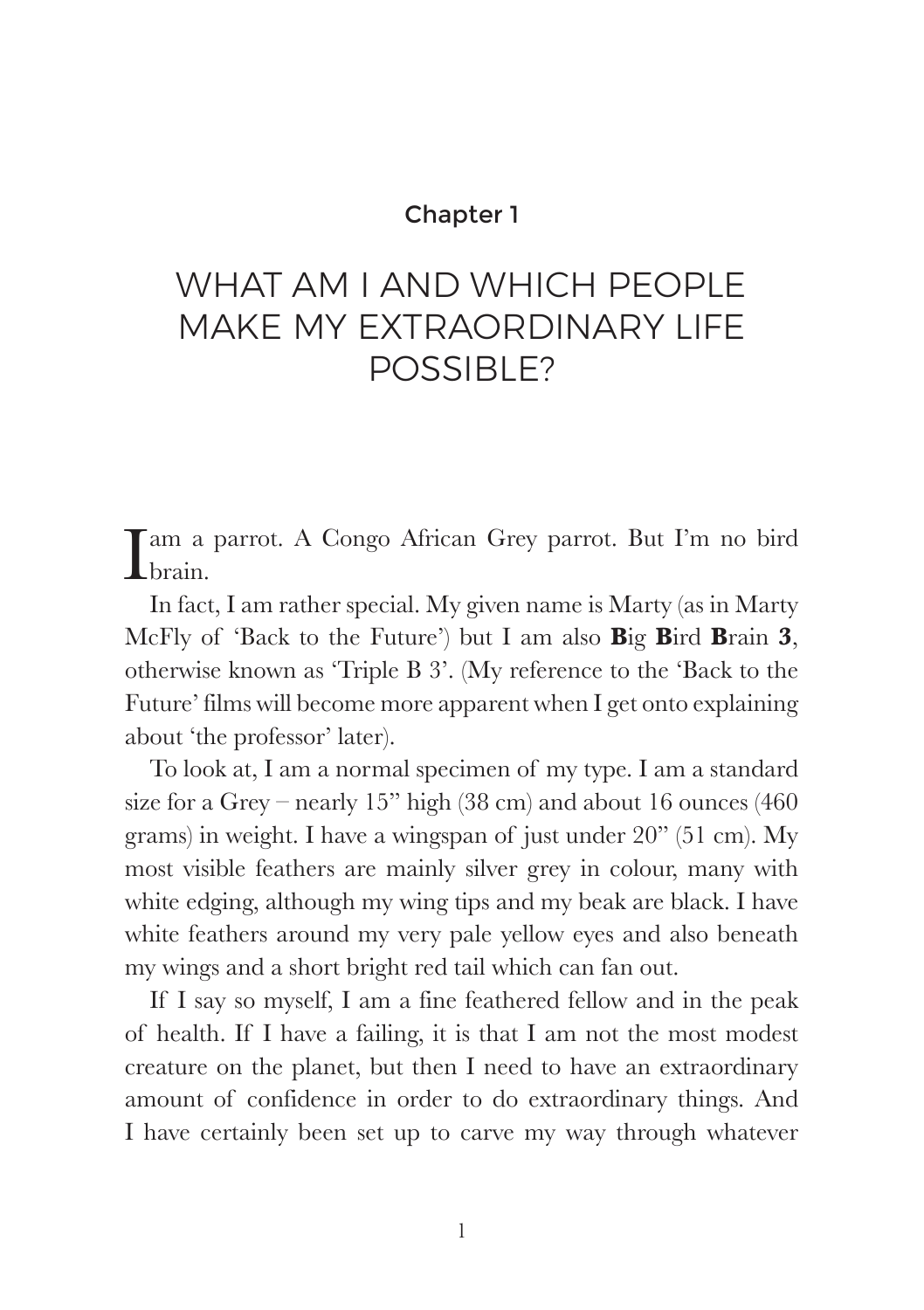## Chapter 1

# WHAT AM I AND WHICH PEOPLE MAKE MY EXTRAORDINARY LIFE POSSIBLE?

I am a parrot. A Congo African Grey parrot. But I'm no bird brain.

In fact, I am rather special. My given name is Marty (as in Marty McFly of 'Back to the Future') but I am also **B**ig **B**ird **B**rain **3**, otherwise known as 'Triple B 3'. (My reference to the 'Back to the Future' films will become more apparent when I get onto explaining about 'the professor' later).

To look at, I am a normal specimen of my type. I am a standard size for a Grey – nearly 15" high (38 cm) and about 16 ounces (460 grams) in weight. I have a wingspan of just under 20" (51 cm). My most visible feathers are mainly silver grey in colour, many with white edging, although my wing tips and my beak are black. I have white feathers around my very pale yellow eyes and also beneath my wings and a short bright red tail which can fan out.

If I say so myself, I am a fine feathered fellow and in the peak of health. If I have a failing, it is that I am not the most modest creature on the planet, but then I need to have an extraordinary amount of confidence in order to do extraordinary things. And I have certainly been set up to carve my way through whatever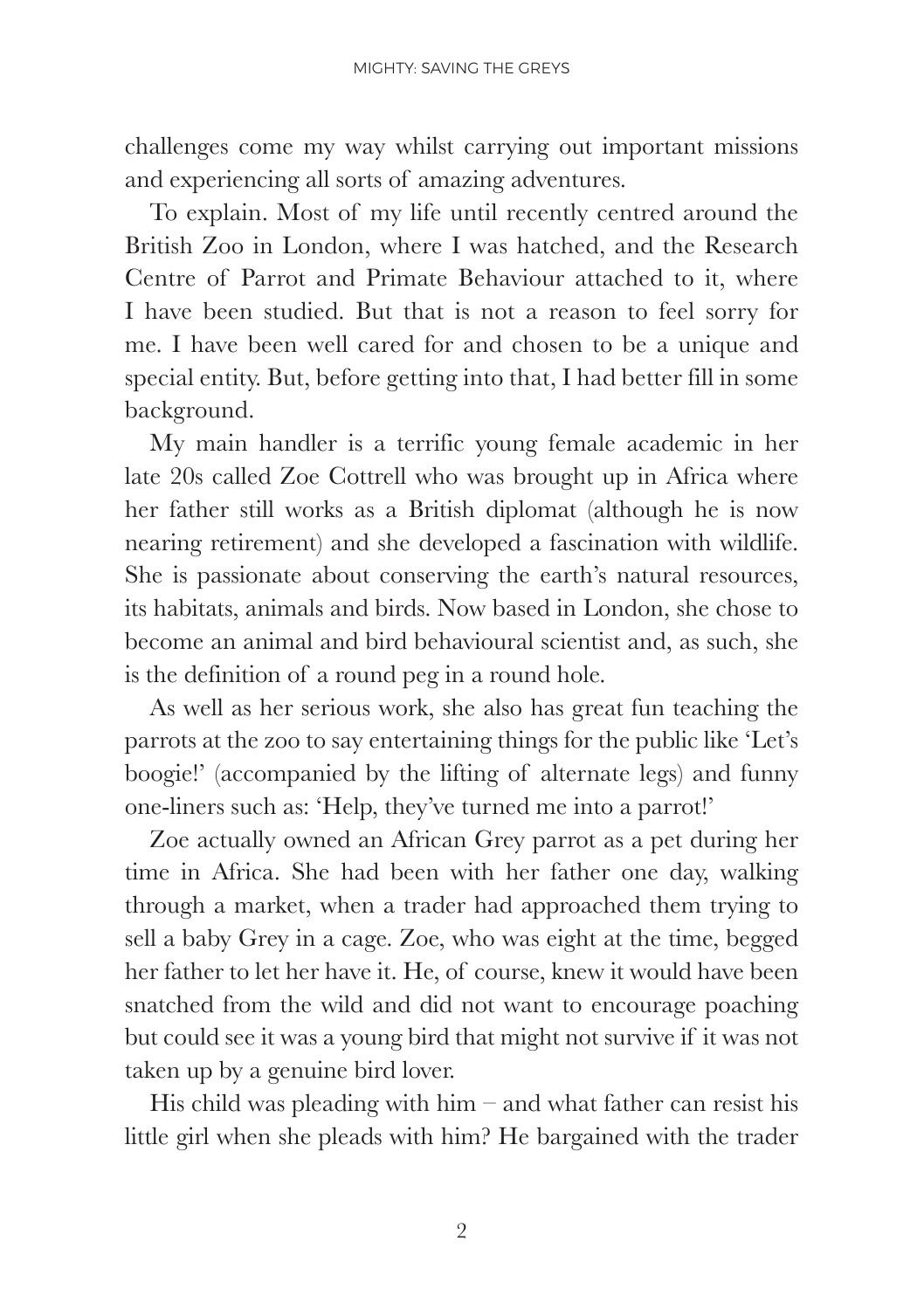challenges come my way whilst carrying out important missions and experiencing all sorts of amazing adventures.

To explain. Most of my life until recently centred around the British Zoo in London, where I was hatched, and the Research Centre of Parrot and Primate Behaviour attached to it, where I have been studied. But that is not a reason to feel sorry for me. I have been well cared for and chosen to be a unique and special entity. But, before getting into that, I had better fill in some background.

My main handler is a terrific young female academic in her late 20s called Zoe Cottrell who was brought up in Africa where her father still works as a British diplomat (although he is now nearing retirement) and she developed a fascination with wildlife. She is passionate about conserving the earth's natural resources, its habitats, animals and birds. Now based in London, she chose to become an animal and bird behavioural scientist and, as such, she is the definition of a round peg in a round hole.

As well as her serious work, she also has great fun teaching the parrots at the zoo to say entertaining things for the public like 'Let's boogie!' (accompanied by the lifting of alternate legs) and funny one-liners such as: 'Help, they've turned me into a parrot!'

Zoe actually owned an African Grey parrot as a pet during her time in Africa. She had been with her father one day, walking through a market, when a trader had approached them trying to sell a baby Grey in a cage. Zoe, who was eight at the time, begged her father to let her have it. He, of course, knew it would have been snatched from the wild and did not want to encourage poaching but could see it was a young bird that might not survive if it was not taken up by a genuine bird lover.

His child was pleading with him – and what father can resist his little girl when she pleads with him? He bargained with the trader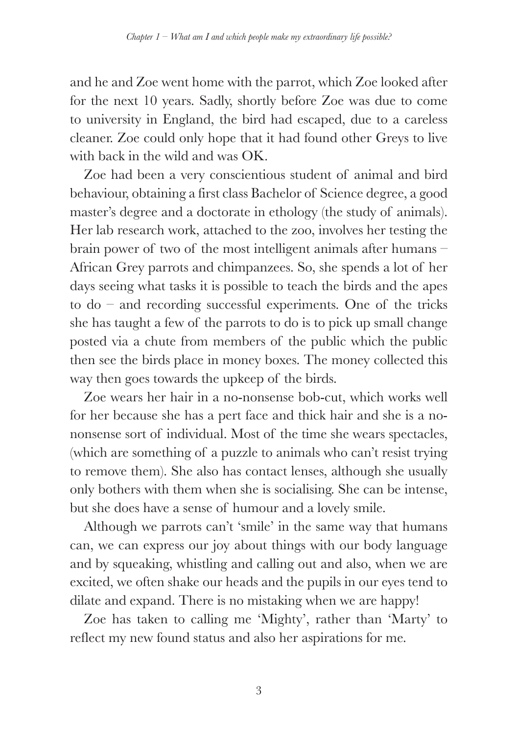and he and Zoe went home with the parrot, which Zoe looked after for the next 10 years. Sadly, shortly before Zoe was due to come to university in England, the bird had escaped, due to a careless cleaner. Zoe could only hope that it had found other Greys to live with back in the wild and was OK.

Zoe had been a very conscientious student of animal and bird behaviour, obtaining a first class Bachelor of Science degree, a good master's degree and a doctorate in ethology (the study of animals). Her lab research work, attached to the zoo, involves her testing the brain power of two of the most intelligent animals after humans – African Grey parrots and chimpanzees. So, she spends a lot of her days seeing what tasks it is possible to teach the birds and the apes to do – and recording successful experiments. One of the tricks she has taught a few of the parrots to do is to pick up small change posted via a chute from members of the public which the public then see the birds place in money boxes. The money collected this way then goes towards the upkeep of the birds.

Zoe wears her hair in a no-nonsense bob-cut, which works well for her because she has a pert face and thick hair and she is a no-nonsense sort of individual. Most of the time she wears spectacles, (which are something of a puzzle to animals who can't resist trying to remove them). She also has contact lenses, although she usually only bothers with them when she is socialising. She can be intense, but she does have a sense of humour and a lovely smile.

Although we parrots can't 'smile' in the same way that humans can, we can express our joy about things with our body language and by squeaking, whistling and calling out and also, when we are excited, we often shake our heads and the pupils in our eyes tend to dilate and expand. There is no mistaking when we are happy!

Zoe has taken to calling me 'Mighty', rather than 'Marty' to reflect my new found status and also her aspirations for me.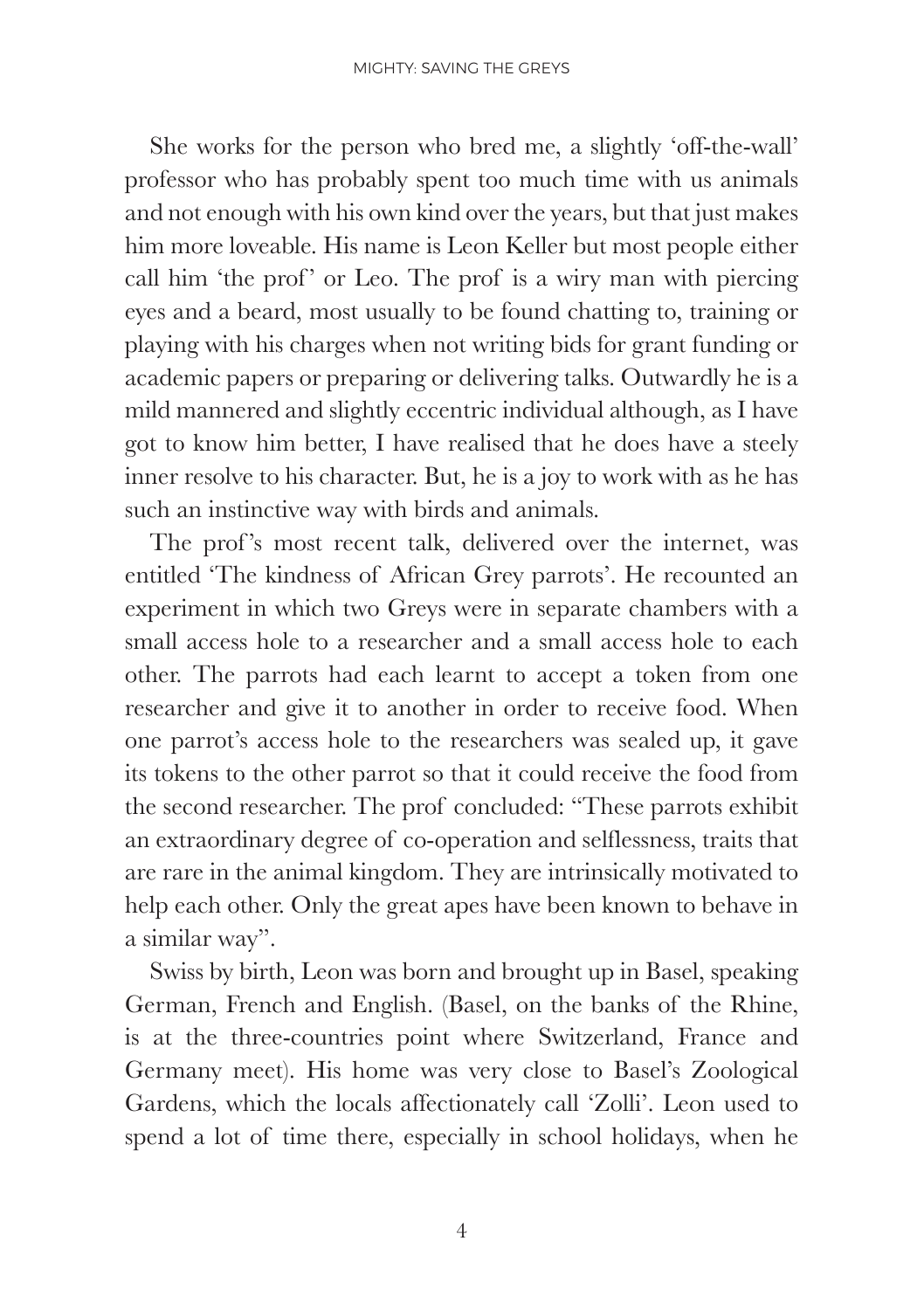She works for the person who bred me, a slightly 'off-the-wall' professor who has probably spent too much time with us animals and not enough with his own kind over the years, but that just makes him more loveable. His name is Leon Keller but most people either call him 'the prof' or Leo. The prof is a wiry man with piercing eyes and a beard, most usually to be found chatting to, training or playing with his charges when not writing bids for grant funding or academic papers or preparing or delivering talks. Outwardly he is a mild mannered and slightly eccentric individual although, as I have got to know him better, I have realised that he does have a steely inner resolve to his character. But, he is a joy to work with as he has such an instinctive way with birds and animals.

The prof's most recent talk, delivered over the internet, was entitled 'The kindness of African Grey parrots'. He recounted an experiment in which two Greys were in separate chambers with a small access hole to a researcher and a small access hole to each other. The parrots had each learnt to accept a token from one researcher and give it to another in order to receive food. When one parrot's access hole to the researchers was sealed up, it gave its tokens to the other parrot so that it could receive the food from the second researcher. The prof concluded: "These parrots exhibit an extraordinary degree of co-operation and selflessness, traits that are rare in the animal kingdom. They are intrinsically motivated to help each other. Only the great apes have been known to behave in a similar way".

Swiss by birth, Leon was born and brought up in Basel, speaking German, French and English. (Basel, on the banks of the Rhine, is at the three-countries point where Switzerland, France and Germany meet). His home was very close to Basel's Zoological Gardens, which the locals affectionately call 'Zolli'. Leon used to spend a lot of time there, especially in school holidays, when he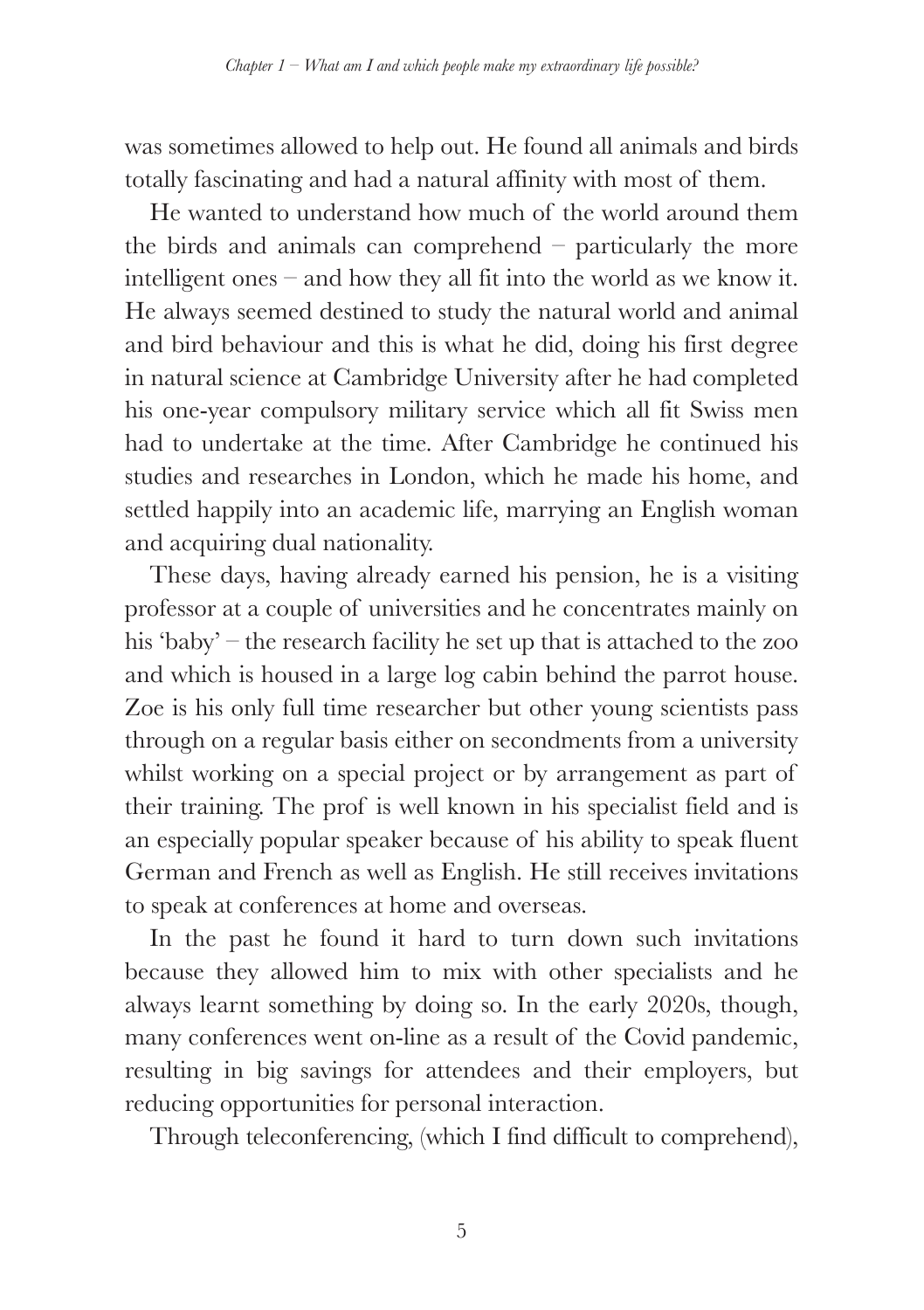was sometimes allowed to help out. He found all animals and birds totally fascinating and had a natural affinity with most of them.

He wanted to understand how much of the world around them the birds and animals can comprehend – particularly the more intelligent ones – and how they all fit into the world as we know it. He always seemed destined to study the natural world and animal and bird behaviour and this is what he did, doing his first degree in natural science at Cambridge University after he had completed his one-year compulsory military service which all fit Swiss men had to undertake at the time. After Cambridge he continued his studies and researches in London, which he made his home, and settled happily into an academic life, marrying an English woman and acquiring dual nationality.

These days, having already earned his pension, he is a visiting professor at a couple of universities and he concentrates mainly on his 'baby' – the research facility he set up that is attached to the zoo and which is housed in a large log cabin behind the parrot house. Zoe is his only full time researcher but other young scientists pass through on a regular basis either on secondments from a university whilst working on a special project or by arrangement as part of their training. The prof is well known in his specialist field and is an especially popular speaker because of his ability to speak fluent German and French as well as English. He still receives invitations to speak at conferences at home and overseas.

In the past he found it hard to turn down such invitations because they allowed him to mix with other specialists and he always learnt something by doing so. In the early 2020s, though, many conferences went on-line as a result of the Covid pandemic, resulting in big savings for attendees and their employers, but reducing opportunities for personal interaction.

Through teleconferencing, (which I find difficult to comprehend),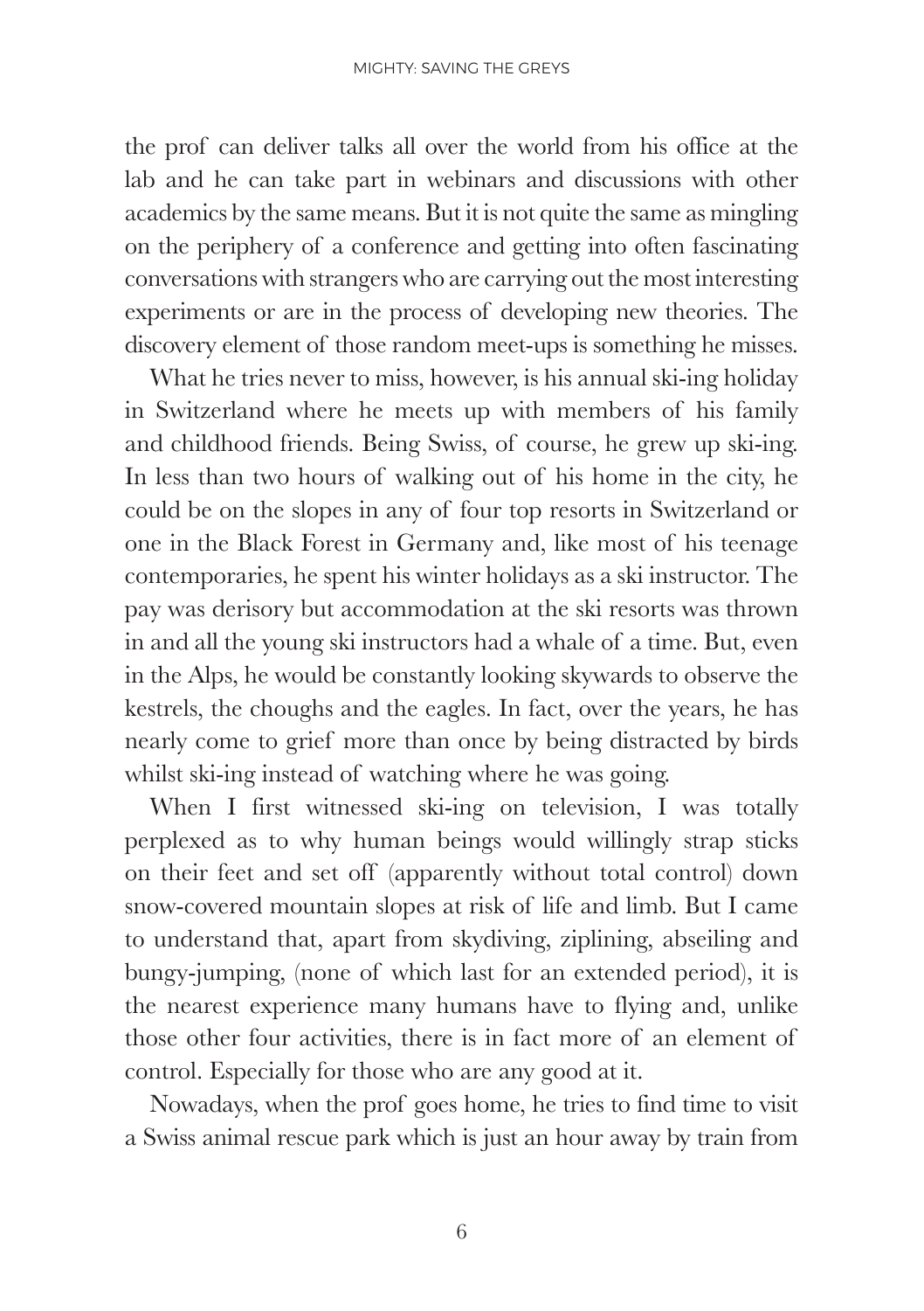the prof can deliver talks all over the world from his office at the lab and he can take part in webinars and discussions with other academics by the same means. But it is not quite the same as mingling on the periphery of a conference and getting into often fascinating conversations with strangers who are carrying out the most interesting experiments or are in the process of developing new theories. The discovery element of those random meet-ups is something he misses.

What he tries never to miss, however, is his annual ski-ing holiday in Switzerland where he meets up with members of his family and childhood friends. Being Swiss, of course, he grew up ski-ing. In less than two hours of walking out of his home in the city, he could be on the slopes in any of four top resorts in Switzerland or one in the Black Forest in Germany and, like most of his teenage contemporaries, he spent his winter holidays as a ski instructor. The pay was derisory but accommodation at the ski resorts was thrown in and all the young ski instructors had a whale of a time. But, even in the Alps, he would be constantly looking skywards to observe the kestrels, the choughs and the eagles. In fact, over the years, he has nearly come to grief more than once by being distracted by birds whilst ski-ing instead of watching where he was going.

When I first witnessed ski-ing on television, I was totally perplexed as to why human beings would willingly strap sticks on their feet and set off (apparently without total control) down snow-covered mountain slopes at risk of life and limb. But I came to understand that, apart from skydiving, ziplining, abseiling and bungy-jumping, (none of which last for an extended period), it is the nearest experience many humans have to flying and, unlike those other four activities, there is in fact more of an element of control. Especially for those who are any good at it.

Nowadays, when the prof goes home, he tries to find time to visit a Swiss animal rescue park which is just an hour away by train from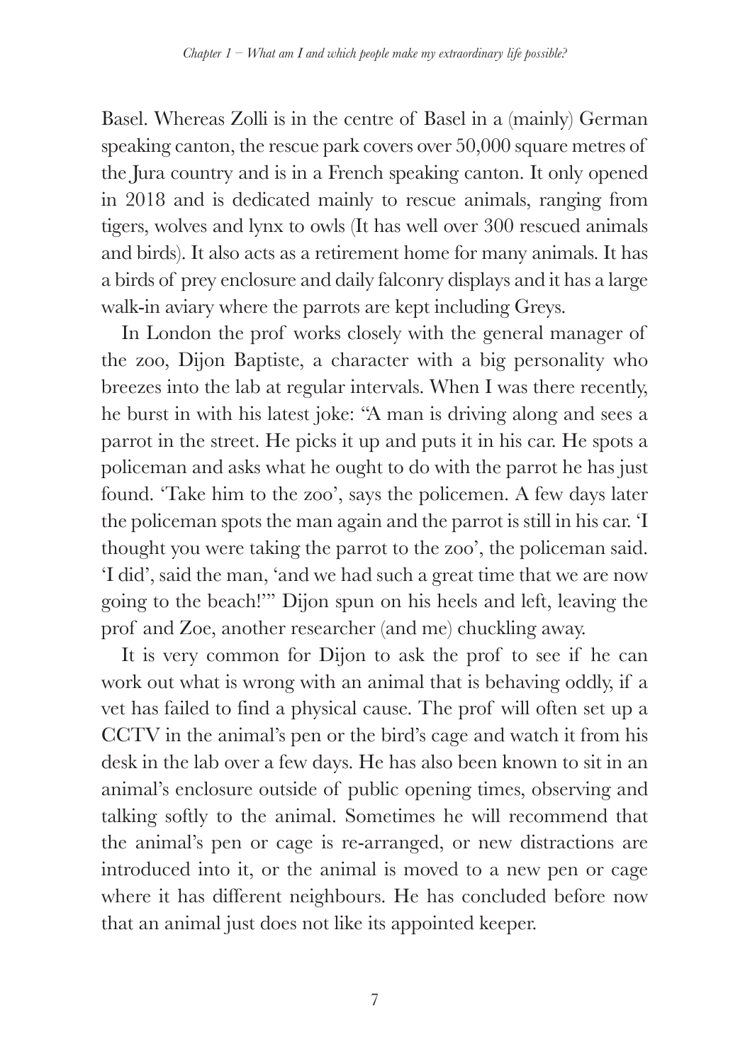Basel. Whereas Zolli is in the centre of Basel in a (mainly) German speaking canton, the rescue park covers over 50,000 square metres of the Jura country and is in a French speaking canton. It only opened in 2018 and is dedicated mainly to rescue animals, ranging from tigers, wolves and lynx to owls (It has well over 300 rescued animals and birds). It also acts as a retirement home for many animals. It has a birds of prey enclosure and daily falconry displays and it has a large walk-in aviary where the parrots are kept including Greys.

In London the prof works closely with the general manager of the zoo, Dijon Baptiste, a character with a big personality who breezes into the lab at regular intervals. When I was there recently, he burst in with his latest joke: "A man is driving along and sees a parrot in the street. He picks it up and puts it in his car. He spots a policeman and asks what he ought to do with the parrot he has just found. 'Take him to the zoo', says the policemen. A few days later the policeman spots the man again and the parrot is still in his car. 'I thought you were taking the parrot to the zoo', the policeman said. 'I did', said the man, 'and we had such a great time that we are now going to the beach!'" Dijon spun on his heels and left, leaving the prof and Zoe, another researcher (and me) chuckling away.

It is very common for Dijon to ask the prof to see if he can work out what is wrong with an animal that is behaving oddly, if a vet has failed to find a physical cause. The prof will often set up a CCTV in the animal's pen or the bird's cage and watch it from his desk in the lab over a few days. He has also been known to sit in an animal's enclosure outside of public opening times, observing and talking softly to the animal. Sometimes he will recommend that the animal's pen or cage is re-arranged, or new distractions are introduced into it, or the animal is moved to a new pen or cage where it has different neighbours. He has concluded before now that an animal just does not like its appointed keeper.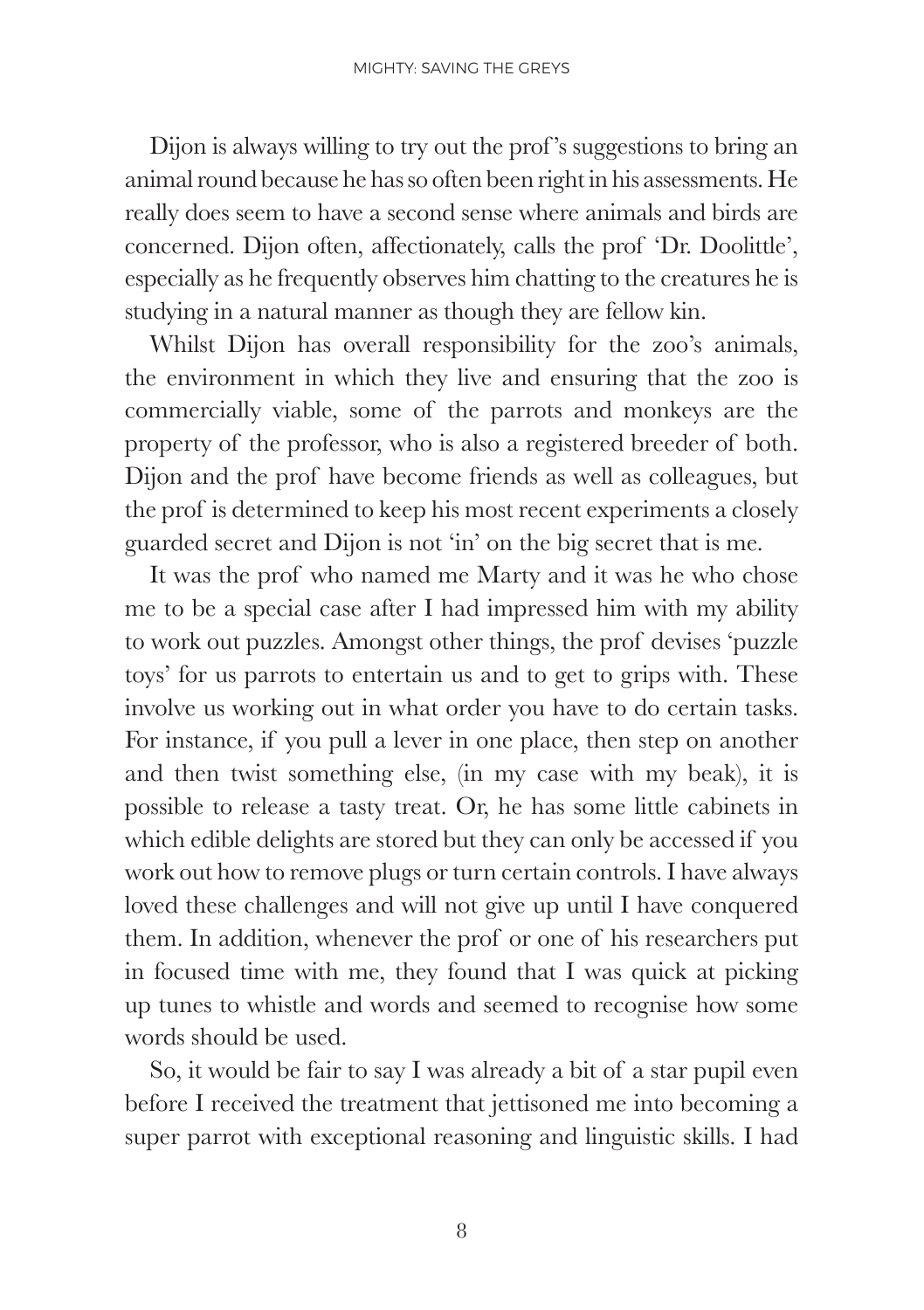Dijon is always willing to try out the prof's suggestions to bring an animal round because he has so often been right in his assessments. He really does seem to have a second sense where animals and birds are concerned. Dijon often, affectionately, calls the prof 'Dr. Doolittle', especially as he frequently observes him chatting to the creatures he is studying in a natural manner as though they are fellow kin.

Whilst Dijon has overall responsibility for the zoo's animals, the environment in which they live and ensuring that the zoo is commercially viable, some of the parrots and monkeys are the property of the professor, who is also a registered breeder of both. Dijon and the prof have become friends as well as colleagues, but the prof is determined to keep his most recent experiments a closely guarded secret and Dijon is not 'in' on the big secret that is me.

It was the prof who named me Marty and it was he who chose me to be a special case after I had impressed him with my ability to work out puzzles. Amongst other things, the prof devises 'puzzle toys' for us parrots to entertain us and to get to grips with. These involve us working out in what order you have to do certain tasks. For instance, if you pull a lever in one place, then step on another and then twist something else, (in my case with my beak), it is possible to release a tasty treat. Or, he has some little cabinets in which edible delights are stored but they can only be accessed if you work out how to remove plugs or turn certain controls. I have always loved these challenges and will not give up until I have conquered them. In addition, whenever the prof or one of his researchers put in focused time with me, they found that I was quick at picking up tunes to whistle and words and seemed to recognise how some words should be used.

So, it would be fair to say I was already a bit of a star pupil even before I received the treatment that jettisoned me into becoming a super parrot with exceptional reasoning and linguistic skills. I had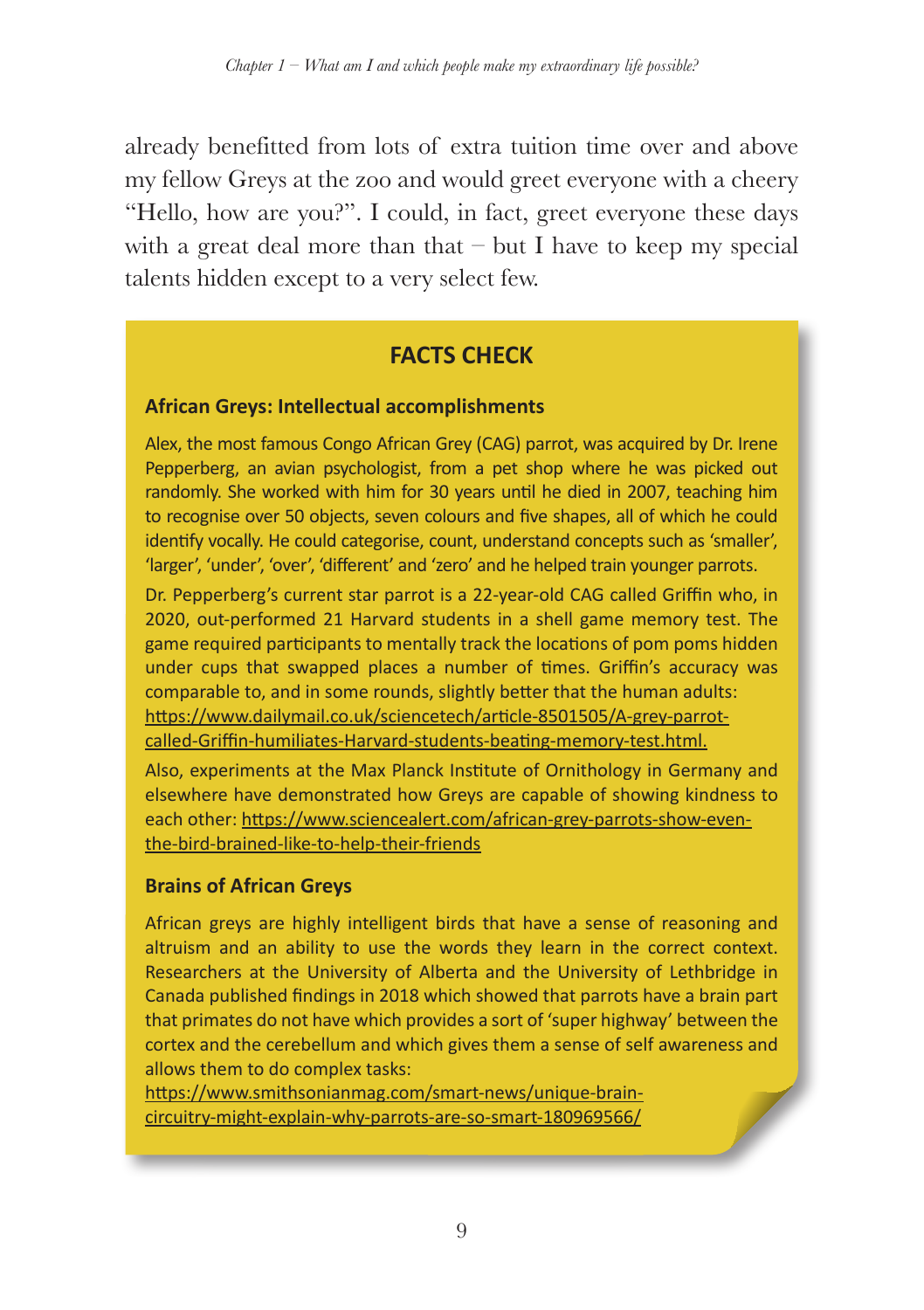already benefitted from lots of extra tuition time over and above my fellow Greys at the zoo and would greet everyone with a cheery "Hello, how are you?". I could, in fact, greet everyone these days with a great deal more than that – but I have to keep my special talents hidden except to a very select few.

## FACTS CHECK

### African Greys: Intellectual accomplishments

Alex, the most famous Congo African Grey (CAG) parrot, was acquired by Dr. Irene Pepperberg, an avian psychologist, from a pet shop where he was picked out randomly. She worked with him for 30 years until he died in 2007, teaching him to recognise over 50 objects, seven colours and five shapes, all of which he could identify vocally. He could categorise, count, understand concepts such as 'smaller', 'larger', 'under', 'over', 'different' and 'zero' and he helped train younger parrots.

Dr. Pepperberg's current star parrot is a 22-year-old CAG called Griffin who, in 2020, out-performed 21 Harvard students in a shell game memory test. The game required participants to mentally track the locations of pom poms hidden under cups that swapped places a number of times. Griffin's accuracy was comparable to, and in some rounds, slightly better that the human adults: https://www.dailymail.co.uk/sciencetech/article-8501505/A-grey-parrot-called-Griffin-humiliates-Harvard-students-beating-memory-test.html.

Also, experiments at the Max Planck Institute of Ornithology in Germany and elsewhere have demonstrated how Greys are capable of showing kindness to each other: https://www.sciencealert.com/african-grey-parrots-show-even-the-bird-brained-like-to-help-their-friends

### Brains of African Greys

African greys are highly intelligent birds that have a sense of reasoning and altruism and an ability to use the words they learn in the correct context. Researchers at the University of Alberta and the University of Lethbridge in Canada published findings in 2018 which showed that parrots have a brain part that primates do not have which provides a sort of 'super highway' between the cortex and the cerebellum and which gives them a sense of self awareness and allows them to do complex tasks:
https://www.smithsonianmag.com/smart-news/unique-brain-circuitry-might-explain-why-parrots-are-so-smart-180969566/